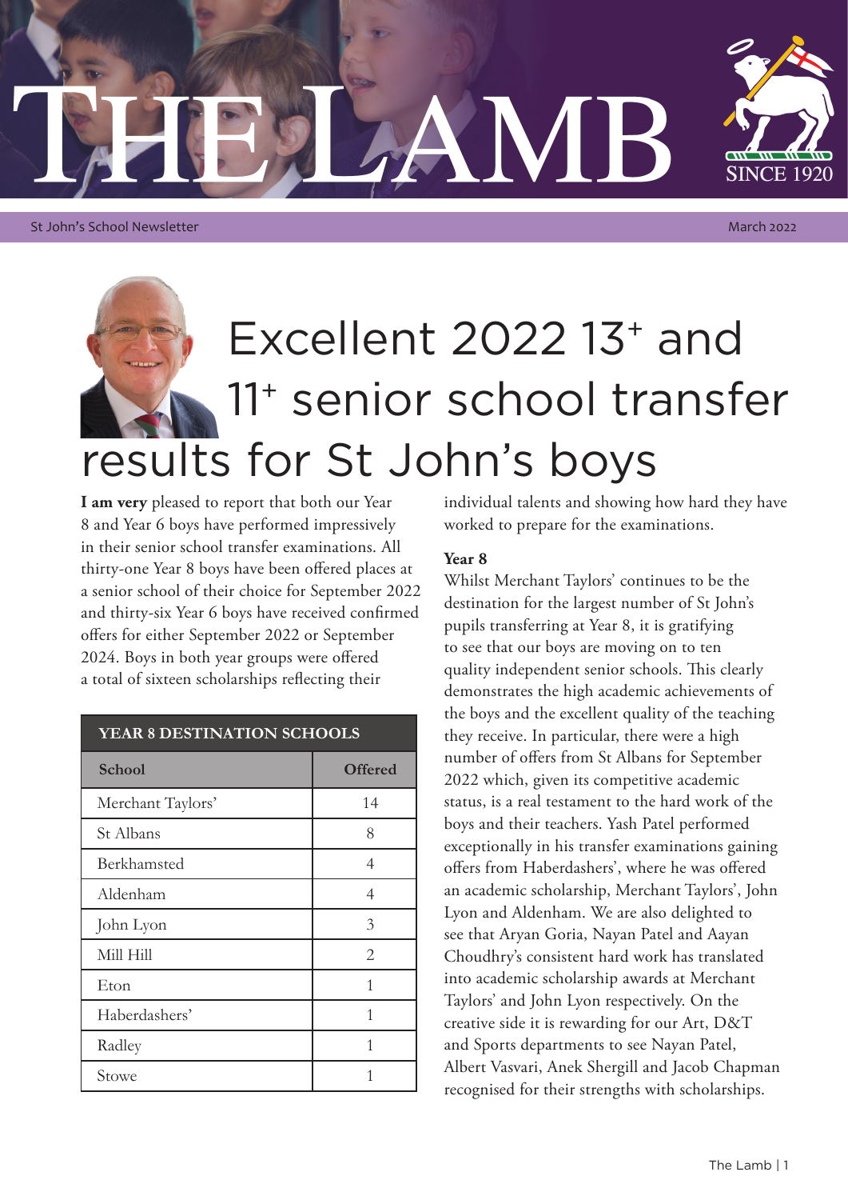# THE LAMB

SINCE 1920

St John's School Newsletter

March 2022

# Excellent 2022 13+ and 11+ senior school transfer results for St John's boys

**I am very** pleased to report that both our Year 8 and Year 6 boys have performed impressively in their senior school transfer examinations. All thirty-one Year 8 boys have been offered places at a senior school of their choice for September 2022 and thirty-six Year 6 boys have received confirmed offers for either September 2022 or September 2024. Boys in both year groups were offered a total of sixteen scholarships reflecting their individual talents and showing how hard they have worked to prepare for the examinations.

| YEAR 8 DESTINATION SCHOOLS | |
|---|---|
| **School** | **Offered** |
| Merchant Taylors' | 14 |
| St Albans | 8 |
| Berkhamsted | 4 |
| Aldenham | 4 |
| John Lyon | 3 |
| Mill Hill | 2 |
| Eton | 1 |
| Haberdashers' | 1 |
| Radley | 1 |
| Stowe | 1 |

**Year 8**

Whilst Merchant Taylors' continues to be the destination for the largest number of St John's pupils transferring at Year 8, it is gratifying to see that our boys are moving on to ten quality independent senior schools. This clearly demonstrates the high academic achievements of the boys and the excellent quality of the teaching they receive. In particular, there were a high number of offers from St Albans for September 2022 which, given its competitive academic status, is a real testament to the hard work of the boys and their teachers. Yash Patel performed exceptionally in his transfer examinations gaining offers from Haberdashers', where he was offered an academic scholarship, Merchant Taylors', John Lyon and Aldenham. We are also delighted to see that Aryan Goria, Nayan Patel and Aayan Choudhry's consistent hard work has translated into academic scholarship awards at Merchant Taylors' and John Lyon respectively. On the creative side it is rewarding for our Art, D&T and Sports departments to see Nayan Patel, Albert Vasvari, Anek Shergill and Jacob Chapman recognised for their strengths with scholarships.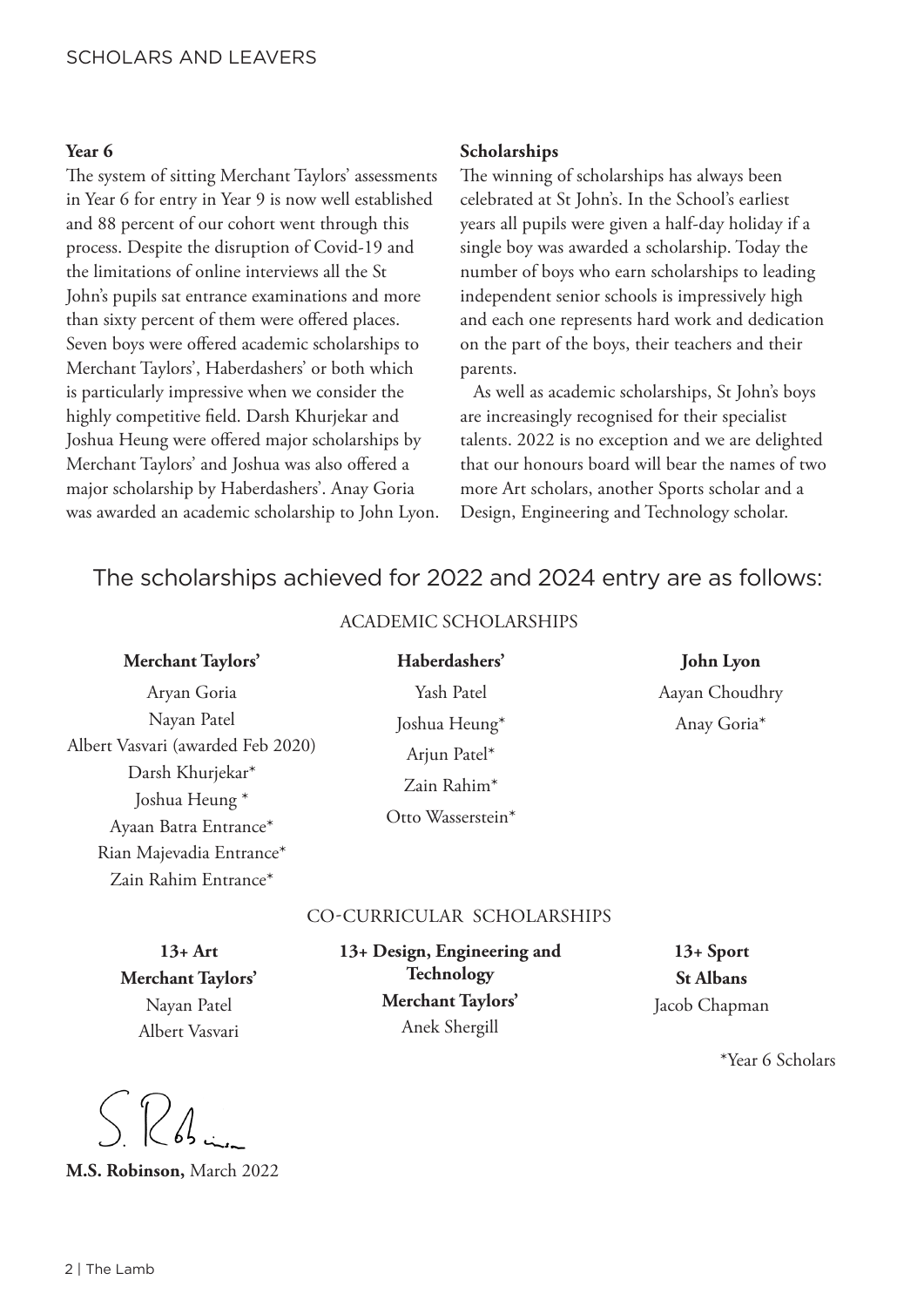## Year 6

The system of sitting Merchant Taylors' assessments in Year 6 for entry in Year 9 is now well established and 88 percent of our cohort went through this process. Despite the disruption of Covid-19 and the limitations of online interviews all the St John's pupils sat entrance examinations and more than sixty percent of them were offered places. Seven boys were offered academic scholarships to Merchant Taylors', Haberdashers' or both which is particularly impressive when we consider the highly competitive field. Darsh Khurjekar and Joshua Heung were offered major scholarships by Merchant Taylors' and Joshua was also offered a major scholarship by Haberdashers'. Anay Goria was awarded an academic scholarship to John Lyon.

## Scholarships

The winning of scholarships has always been celebrated at St John's. In the School's earliest years all pupils were given a half-day holiday if a single boy was awarded a scholarship. Today the number of boys who earn scholarships to leading independent senior schools is impressively high and each one represents hard work and dedication on the part of the boys, their teachers and their parents.

As well as academic scholarships, St John's boys are increasingly recognised for their specialist talents. 2022 is no exception and we are delighted that our honours board will bear the names of two more Art scholars, another Sports scholar and a Design, Engineering and Technology scholar.

## The scholarships achieved for 2022 and 2024 entry are as follows:

### ACADEMIC SCHOLARSHIPS

**Merchant Taylors'**

Aryan Goria
Nayan Patel
Albert Vasvari (awarded Feb 2020)
Darsh Khurjekar*
Joshua Heung *
Ayaan Batra Entrance*
Rian Majevadia Entrance*
Zain Rahim Entrance*

**Haberdashers'**

Yash Patel
Joshua Heung*
Arjun Patel*
Zain Rahim*
Otto Wasserstein*

**John Lyon**

Aayan Choudhry
Anay Goria*

### CO-CURRICULAR SCHOLARSHIPS

**13+ Art**
**Merchant Taylors'**

Nayan Patel
Albert Vasvari

**13+ Design, Engineering and Technology**
**Merchant Taylors'**

Anek Shergill

**13+ Sport**
**St Albans**

Jacob Chapman

*Year 6 Scholars

**M.S. Robinson,** March 2022